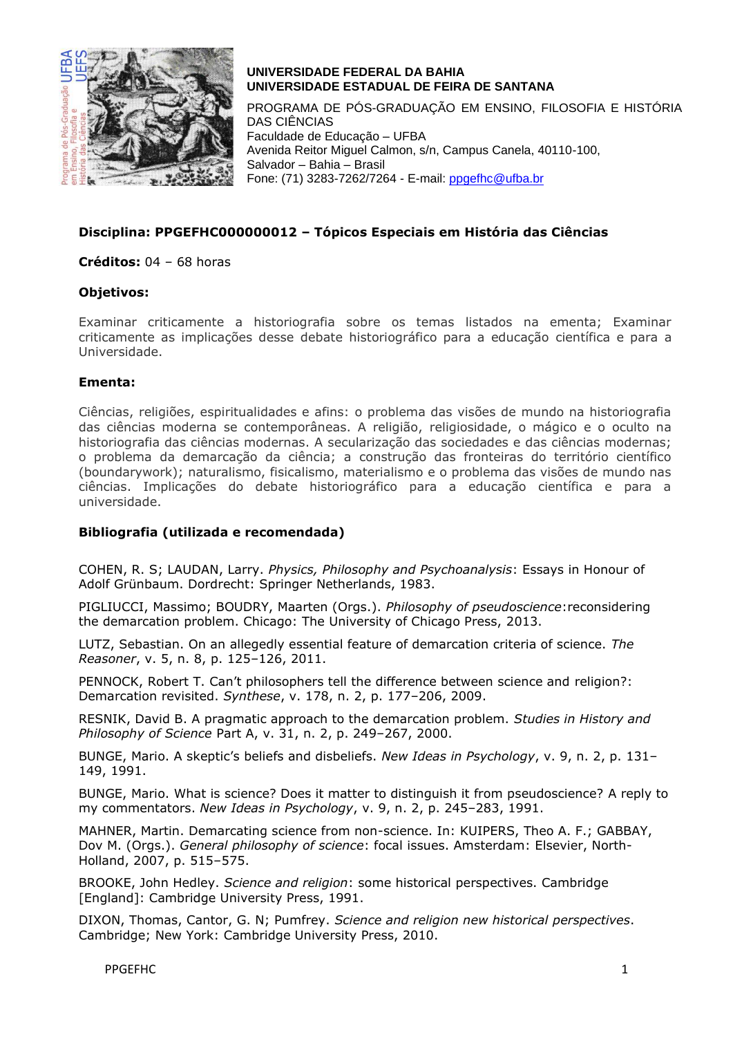**UNIVERSIDADE FEDERAL DA BAHIA**
**UNIVERSIDADE ESTADUAL DE FEIRA DE SANTANA**

PROGRAMA DE PÓS-GRADUAÇÃO EM ENSINO, FILOSOFIA E HISTÓRIA DAS CIÊNCIAS
Faculdade de Educação – UFBA
Avenida Reitor Miguel Calmon, s/n, Campus Canela, 40110-100,
Salvador – Bahia – Brasil
Fone: (71) 3283-7262/7264 - E-mail: ppgefhc@ufba.br

**Disciplina: PPGEFHC000000012 – Tópicos Especiais em História das Ciências**

**Créditos:** 04 – 68 horas

**Objetivos:**

Examinar criticamente a historiografia sobre os temas listados na ementa; Examinar criticamente as implicações desse debate historiográfico para a educação científica e para a Universidade.

**Ementa:**

Ciências, religiões, espiritualidades e afins: o problema das visões de mundo na historiografia das ciências moderna se contemporâneas. A religião, religiosidade, o mágico e o oculto na historiografia das ciências modernas. A secularização das sociedades e das ciências modernas; o problema da demarcação da ciência; a construção das fronteiras do território científico (boundarywork); naturalismo, fisicalismo, materialismo e o problema das visões de mundo nas ciências. Implicações do debate historiográfico para a educação científica e para a universidade.

**Bibliografia (utilizada e recomendada)**

COHEN, R. S; LAUDAN, Larry. *Physics, Philosophy and Psychoanalysis*: Essays in Honour of Adolf Grünbaum. Dordrecht: Springer Netherlands, 1983.

PIGLIUCCI, Massimo; BOUDRY, Maarten (Orgs.). *Philosophy of pseudoscience*:reconsidering the demarcation problem. Chicago: The University of Chicago Press, 2013.

LUTZ, Sebastian. On an allegedly essential feature of demarcation criteria of science. *The Reasoner*, v. 5, n. 8, p. 125–126, 2011.

PENNOCK, Robert T. Can't philosophers tell the difference between science and religion?: Demarcation revisited. *Synthese*, v. 178, n. 2, p. 177–206, 2009.

RESNIK, David B. A pragmatic approach to the demarcation problem. *Studies in History and Philosophy of Science* Part A, v. 31, n. 2, p. 249–267, 2000.

BUNGE, Mario. A skeptic's beliefs and disbeliefs. *New Ideas in Psychology*, v. 9, n. 2, p. 131–149, 1991.

BUNGE, Mario. What is science? Does it matter to distinguish it from pseudoscience? A reply to my commentators. *New Ideas in Psychology*, v. 9, n. 2, p. 245–283, 1991.

MAHNER, Martin. Demarcating science from non-science. In: KUIPERS, Theo A. F.; GABBAY, Dov M. (Orgs.). *General philosophy of science*: focal issues. Amsterdam: Elsevier, North-Holland, 2007, p. 515–575.

BROOKE, John Hedley. *Science and religion*: some historical perspectives. Cambridge [England]: Cambridge University Press, 1991.

DIXON, Thomas, Cantor, G. N; Pumfrey. *Science and religion new historical perspectives*. Cambridge; New York: Cambridge University Press, 2010.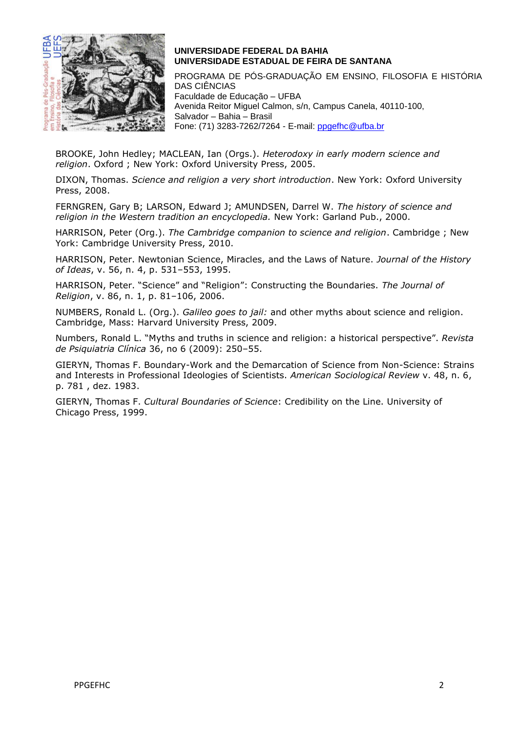**UNIVERSIDADE FEDERAL DA BAHIA**
**UNIVERSIDADE ESTADUAL DE FEIRA DE SANTANA**

PROGRAMA DE PÓS-GRADUAÇÃO EM ENSINO, FILOSOFIA E HISTÓRIA DAS CIÊNCIAS
Faculdade de Educação – UFBA
Avenida Reitor Miguel Calmon, s/n, Campus Canela, 40110-100,
Salvador – Bahia – Brasil
Fone: (71) 3283-7262/7264 - E-mail: ppgefhc@ufba.br

BROOKE, John Hedley; MACLEAN, Ian (Orgs.). *Heterodoxy in early modern science and religion*. Oxford ; New York: Oxford University Press, 2005.

DIXON, Thomas. *Science and religion a very short introduction*. New York: Oxford University Press, 2008.

FERNGREN, Gary B; LARSON, Edward J; AMUNDSEN, Darrel W. *The history of science and religion in the Western tradition an encyclopedia.* New York: Garland Pub., 2000.

HARRISON, Peter (Org.). *The Cambridge companion to science and religion*. Cambridge ; New York: Cambridge University Press, 2010.

HARRISON, Peter. Newtonian Science, Miracles, and the Laws of Nature. *Journal of the History of Ideas*, v. 56, n. 4, p. 531–553, 1995.

HARRISON, Peter. "Science" and "Religion": Constructing the Boundaries. *The Journal of Religion*, v. 86, n. 1, p. 81–106, 2006.

NUMBERS, Ronald L. (Org.). *Galileo goes to jail:* and other myths about science and religion. Cambridge, Mass: Harvard University Press, 2009.

Numbers, Ronald L. "Myths and truths in science and religion: a historical perspective". *Revista de Psiquiatria Clínica* 36, no 6 (2009): 250–55.

GIERYN, Thomas F. Boundary-Work and the Demarcation of Science from Non-Science: Strains and Interests in Professional Ideologies of Scientists. *American Sociological Review* v. 48, n. 6, p. 781 , dez. 1983.

GIERYN, Thomas F. *Cultural Boundaries of Science*: Credibility on the Line. University of Chicago Press, 1999.